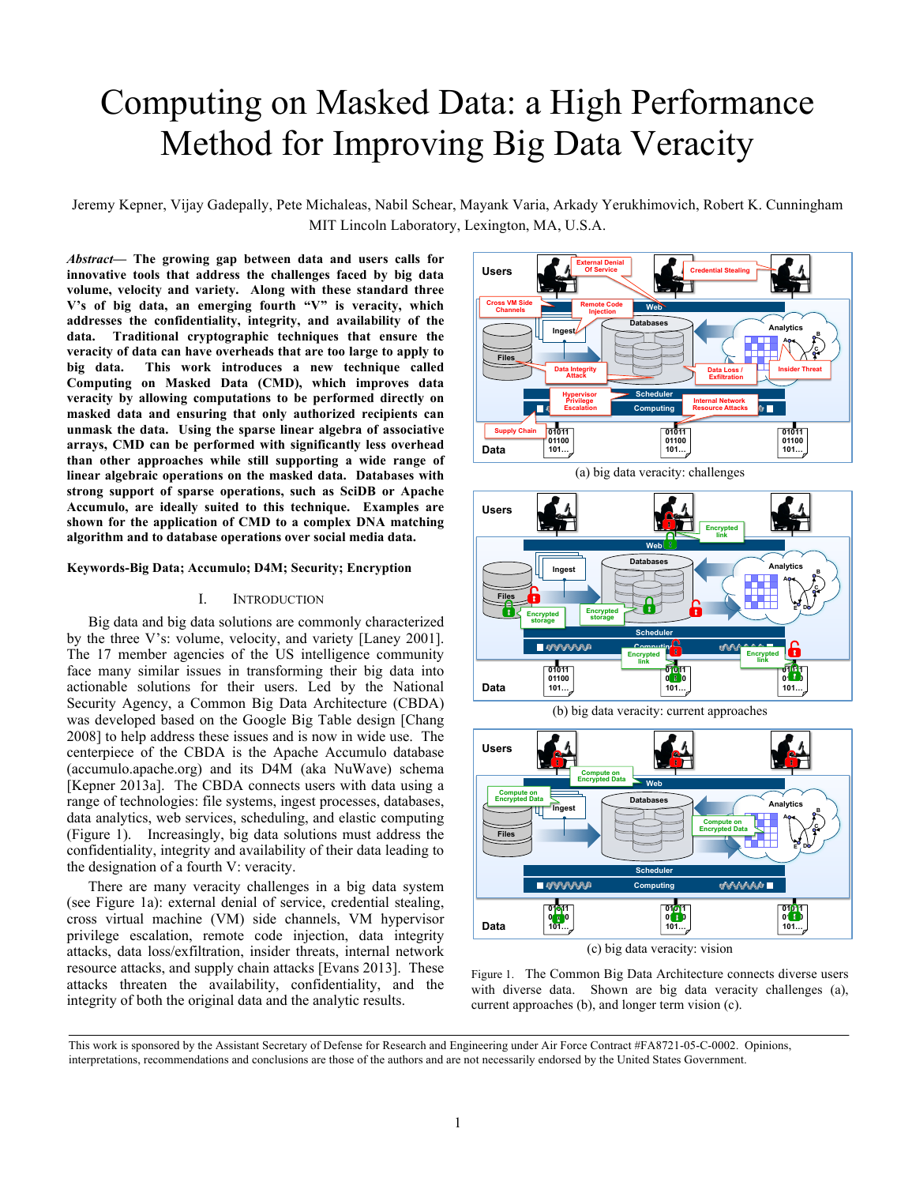# Computing on Masked Data: a High Performance Method for Improving Big Data Veracity

Jeremy Kepner, Vijay Gadepally, Pete Michaleas, Nabil Schear, Mayank Varia, Arkady Yerukhimovich, Robert K. Cunningham
MIT Lincoln Laboratory, Lexington, MA, U.S.A.

***Abstract*— The growing gap between data and users calls for innovative tools that address the challenges faced by big data volume, velocity and variety. Along with these standard three V's of big data, an emerging fourth "V" is veracity, which addresses the confidentiality, integrity, and availability of the data. Traditional cryptographic techniques that ensure the veracity of data can have overheads that are too large to apply to big data. This work introduces a new technique called Computing on Masked Data (CMD), which improves data veracity by allowing computations to be performed directly on masked data and ensuring that only authorized recipients can unmask the data. Using the sparse linear algebra of associative arrays, CMD can be performed with significantly less overhead than other approaches while still supporting a wide range of linear algebraic operations on the masked data. Databases with strong support of sparse operations, such as SciDB or Apache Accumulo, are ideally suited to this technique. Examples are shown for the application of CMD to a complex DNA matching algorithm and to database operations over social media data.**

**Keywords-Big Data; Accumulo; D4M; Security; Encryption**

## I. Introduction

Big data and big data solutions are commonly characterized by the three V's: volume, velocity, and variety [Laney 2001]. The 17 member agencies of the US intelligence community face many similar issues in transforming their big data into actionable solutions for their users. Led by the National Security Agency, a Common Big Data Architecture (CBDA) was developed based on the Google Big Table design [Chang 2008] to help address these issues and is now in wide use. The centerpiece of the CBDA is the Apache Accumulo database (accumulo.apache.org) and its D4M (aka NuWave) schema [Kepner 2013a]. The CBDA connects users with data using a range of technologies: file systems, ingest processes, databases, data analytics, web services, scheduling, and elastic computing (Figure 1). Increasingly, big data solutions must address the confidentiality, integrity and availability of their data leading to the designation of a fourth V: veracity.

There are many veracity challenges in a big data system (see Figure 1a): external denial of service, credential stealing, cross virtual machine (VM) side channels, VM hypervisor privilege escalation, remote code injection, data integrity attacks, data loss/exfiltration, insider threats, internal network resource attacks, and supply chain attacks [Evans 2013]. These attacks threaten the availability, confidentiality, and the integrity of both the original data and the analytic results.

(a) big data veracity: challenges

(b) big data veracity: current approaches

(c) big data veracity: vision

Figure 1. The Common Big Data Architecture connects diverse users with diverse data. Shown are big data veracity challenges (a), current approaches (b), and longer term vision (c).

This work is sponsored by the Assistant Secretary of Defense for Research and Engineering under Air Force Contract #FA8721-05-C-0002. Opinions, interpretations, recommendations and conclusions are those of the authors and are not necessarily endorsed by the United States Government.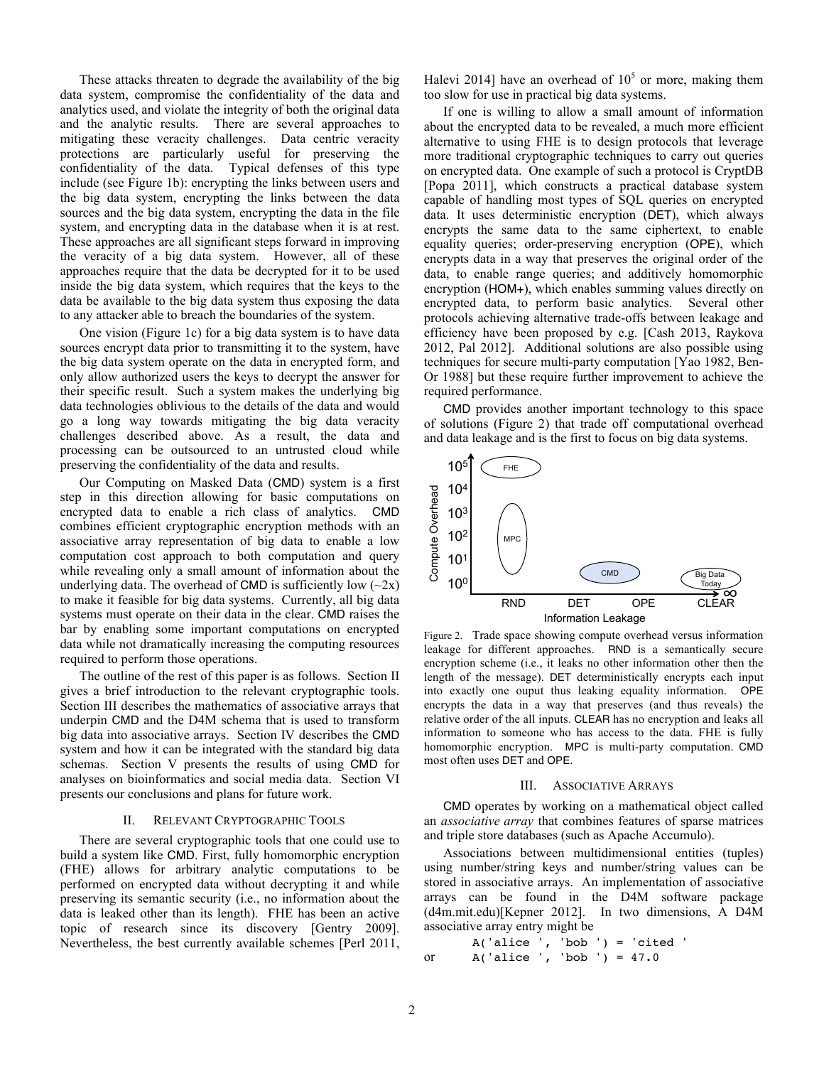These attacks threaten to degrade the availability of the big data system, compromise the confidentiality of the data and analytics used, and violate the integrity of both the original data and the analytic results. There are several approaches to mitigating these veracity challenges. Data centric veracity protections are particularly useful for preserving the confidentiality of the data. Typical defenses of this type include (see Figure 1b): encrypting the links between users and the big data system, encrypting the links between the data sources and the big data system, encrypting the data in the file system, and encrypting data in the database when it is at rest. These approaches are all significant steps forward in improving the veracity of a big data system. However, all of these approaches require that the data be decrypted for it to be used inside the big data system, which requires that the keys to the data be available to the big data system thus exposing the data to any attacker able to breach the boundaries of the system.

One vision (Figure 1c) for a big data system is to have data sources encrypt data prior to transmitting it to the system, have the big data system operate on the data in encrypted form, and only allow authorized users the keys to decrypt the answer for their specific result. Such a system makes the underlying big data technologies oblivious to the details of the data and would go a long way towards mitigating the big data veracity challenges described above. As a result, the data and processing can be outsourced to an untrusted cloud while preserving the confidentiality of the data and results.

Our Computing on Masked Data (CMD) system is a first step in this direction allowing for basic computations on encrypted data to enable a rich class of analytics. CMD combines efficient cryptographic encryption methods with an associative array representation of big data to enable a low computation cost approach to both computation and query while revealing only a small amount of information about the underlying data. The overhead of CMD is sufficiently low (~2x) to make it feasible for big data systems. Currently, all big data systems must operate on their data in the clear. CMD raises the bar by enabling some important computations on encrypted data while not dramatically increasing the computing resources required to perform those operations.

The outline of the rest of this paper is as follows. Section II gives a brief introduction to the relevant cryptographic tools. Section III describes the mathematics of associative arrays that underpin CMD and the D4M schema that is used to transform big data into associative arrays. Section IV describes the CMD system and how it can be integrated with the standard big data schemas. Section V presents the results of using CMD for analyses on bioinformatics and social media data. Section VI presents our conclusions and plans for future work.

## II. Relevant Cryptographic Tools

There are several cryptographic tools that one could use to build a system like CMD. First, fully homomorphic encryption (FHE) allows for arbitrary analytic computations to be performed on encrypted data without decrypting it and while preserving its semantic security (i.e., no information about the data is leaked other than its length). FHE has been an active topic of research since its discovery [Gentry 2009]. Nevertheless, the best currently available schemes [Perl 2011, Halevi 2014] have an overhead of $10^5$ or more, making them too slow for use in practical big data systems.

If one is willing to allow a small amount of information about the encrypted data to be revealed, a much more efficient alternative to using FHE is to design protocols that leverage more traditional cryptographic techniques to carry out queries on encrypted data. One example of such a protocol is CryptDB [Popa 2011], which constructs a practical database system capable of handling most types of SQL queries on encrypted data. It uses deterministic encryption (DET), which always encrypts the same data to the same ciphertext, to enable equality queries; order-preserving encryption (OPE), which encrypts data in a way that preserves the original order of the data, to enable range queries; and additively homomorphic encryption (HOM+), which enables summing values directly on encrypted data, to perform basic analytics. Several other protocols achieving alternative trade-offs between leakage and efficiency have been proposed by e.g. [Cash 2013, Raykova 2012, Pal 2012]. Additional solutions are also possible using techniques for secure multi-party computation [Yao 1982, Ben-Or 1988] but these require further improvement to achieve the required performance.

CMD provides another important technology to this space of solutions (Figure 2) that trade off computational overhead and data leakage and is the first to focus on big data systems.

Figure 2. Trade space showing compute overhead versus information leakage for different approaches. RND is a semantically secure encryption scheme (i.e., it leaks no other information other then the length of the message). DET deterministically encrypts each input into exactly one ouput thus leaking equality information. OPE encrypts the data in a way that preserves (and thus reveals) the relative order of the all inputs. CLEAR has no encryption and leaks all information to someone who has access to the data. FHE is fully homomorphic encryption. MPC is multi-party computation. CMD most often uses DET and OPE.

## III. Associative Arrays

CMD operates by working on a mathematical object called an *associative array* that combines features of sparse matrices and triple store databases (such as Apache Accumulo).

Associations between multidimensional entities (tuples) using number/string keys and number/string values can be stored in associative arrays. An implementation of associative arrays can be found in the D4M software package (d4m.mit.edu)[Kepner 2012]. In two dimensions, A D4M associative array entry might be

```
    A('alice ', 'bob ') = 'cited '
or  A('alice ', 'bob ') = 47.0
```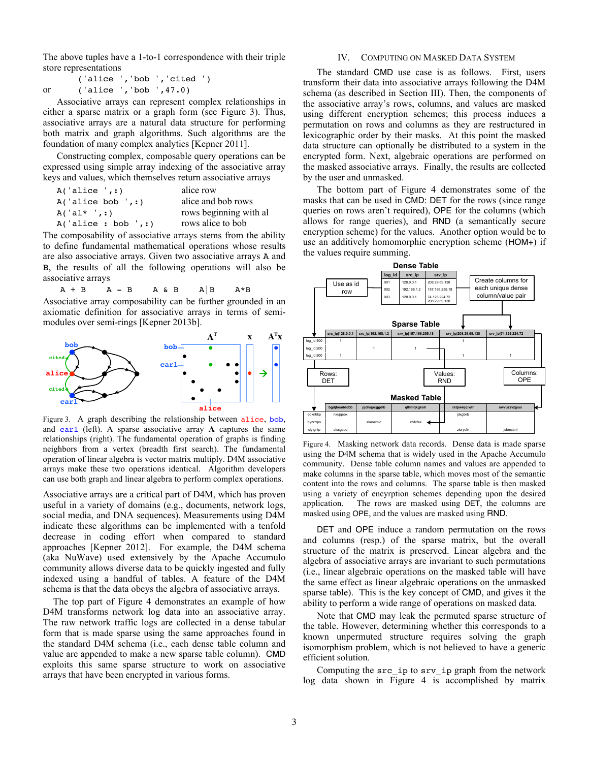The above tuples have a 1-to-1 correspondence with their triple store representations

```
        ('alice ','bob ','cited ')
or      ('alice ','bob ',47.0)
```

Associative arrays can represent complex relationships in either a sparse matrix or a graph form (see Figure 3). Thus, associative arrays are a natural data structure for performing both matrix and graph algorithms. Such algorithms are the foundation of many complex analytics [Kepner 2011].

Constructing complex, composable query operations can be expressed using simple array indexing of the associative array keys and values, which themselves return associative arrays

```
A('alice ',:)          alice row
A('alice bob ',:)      alice and bob rows
A('al* ',:)            rows beginning with al
A('alice : bob ',:)    rows alice to bob
```

The composability of associative arrays stems from the ability to define fundamental mathematical operations whose results are also associative arrays. Given two associative arrays A and B, the results of all the following operations will also be associative arrays

```
A + B     A - B     A & B     A|B     A*B
```

Associative array composability can be further grounded in an axiomatic definition for associative arrays in terms of semi-modules over semi-rings [Kepner 2013b].

Figure 3. A graph describing the relationship between alice, bob, and carl (left). A sparse associative array **A** captures the same relationships (right). The fundamental operation of graphs is finding neighbors from a vertex (breadth first search). The fundamental operation of linear algebra is vector matrix multiply. D4M associative arrays make these two operations identical. Algorithm developers can use both graph and linear algebra to perform complex operations.

Associative arrays are a critical part of D4M, which has proven useful in a variety of domains (e.g., documents, network logs, social media, and DNA sequences). Measurements using D4M indicate these algorithms can be implemented with a tenfold decrease in coding effort when compared to standard approaches [Kepner 2012]. For example, the D4M schema (aka NuWave) used extensively by the Apache Accumulo community allows diverse data to be quickly ingested and fully indexed using a handful of tables. A feature of the D4M schema is that the data obeys the algebra of associative arrays.

The top part of Figure 4 demonstrates an example of how D4M transforms network log data into an associative array. The raw network traffic logs are collected in a dense tabular form that is made sparse using the same approaches found in the standard D4M schema (i.e., each dense table column and value are appended to make a new sparse table column). CMD exploits this same sparse structure to work on associative arrays that have been encrypted in various forms.

## IV. Computing on Masked Data System

The standard CMD use case is as follows. First, users transform their data into associative arrays following the D4M schema (as described in Section III). Then, the components of the associative array's rows, columns, and values are masked using different encryption schemes; this process induces a permutation on rows and columns as they are restructured in lexicographic order by their masks. At this point the masked data structure can optionally be distributed to a system in the encrypted form. Next, algebraic operations are performed on the masked associative arrays. Finally, the results are collected by the user and unmasked.

The bottom part of Figure 4 demonstrates some of the masks that can be used in CMD: DET for the rows (since range queries on rows aren't required), OPE for the columns (which allows for range queries), and RND (a semantically secure encryption scheme) for the values. Another option would be to use an additively homomorphic encryption scheme (HOM+) if the values require summing.

Figure 4. Masking network data records. Dense data is made sparse using the D4M schema that is widely used in the Apache Accumulo community. Dense table column names and values are appended to make columns in the sparse table, which moves most of the semantic content into the rows and columns. The sparse table is then masked using a variety of encyrption schemes depending upon the desired application. The rows are masked using DET, the columns are masked using OPE, and the values are masked using RND.

DET and OPE induce a random permutation on the rows and columns (resp.) of the sparse matrix, but the overall structure of the matrix is preserved. Linear algebra and the algebra of associative arrays are invariant to such permutations (i.e., linear algebraic operations on the masked table will have the same effect as linear algebraic operations on the unmasked sparse table). This is the key concept of CMD, and gives it the ability to perform a wide range of operations on masked data.

Note that CMD may leak the permuted sparse structure of the table. However, determining whether this corresponds to a known unpermuted structure requires solving the graph isomorphism problem, which is not believed to have a generic efficient solution.

Computing the src_ip to srv_ip graph from the network log data shown in Figure 4 is accomplished by matrix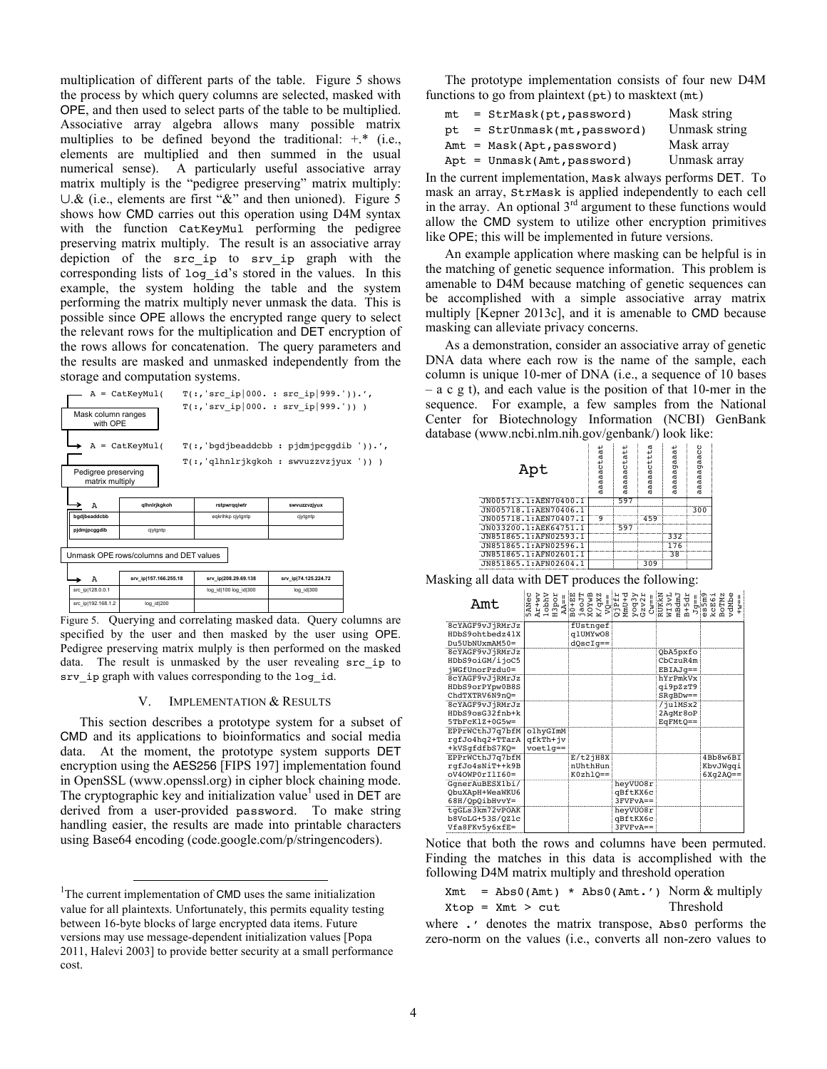multiplication of different parts of the table. Figure 5 shows the process by which query columns are selected, masked with OPE, and then used to select parts of the table to be multiplied. Associative array algebra allows many possible matrix multiplies to be defined beyond the traditional: +.* (i.e., elements are multiplied and then summed in the usual numerical sense). A particularly useful associative array matrix multiply is the "pedigree preserving" matrix multiply: ∪.& (i.e., elements are first "&" and then unioned). Figure 5 shows how CMD carries out this operation using D4M syntax with the function `CatKeyMul` performing the pedigree preserving matrix multiply. The result is an associative array depiction of the `src_ip` to `srv_ip` graph with the corresponding lists of `log_id`'s stored in the values. In this example, the system holding the table and the system performing the matrix multiply never unmask the data. This is possible since OPE allows the encrypted range query to select the relevant rows for the multiplication and DET encryption of the rows allows for concatenation. The query parameters and the results are masked and unmasked independently from the storage and computation systems.

```
A = CatKeyMul(   T(:,'src_ip|000. : src_ip|999.')).',
                 T(:,'srv_ip|000. : srv_ip|999.')) )
```

Mask column ranges with OPE

```
A = CatKeyMul(   T(:,'bgdjbeaddcbb : pjdmjpcggdib ')).',
                 T(:,'qlhnlrjkgkoh : swvuzzvzjyux ')) )
```

Pedigree preserving matrix multiply

| A | qlhnlrjkgkoh | rstpwrqqiwtr | swvuzzvzjyux |
|---|---|---|---|
| bgdjbeaddcbb | | eqkrihkp cjytgntp | cjytgntp |
| pjdmjpcggdib | cjytgntp | | |

Unmask OPE rows/columns and DET values

| A | srv_ip\|157.166.255.18 | srv_ip\|208.29.69.138 | srv_ip\|74.125.224.72 |
|---|---|---|---|
| src_ip\|128.0.0.1 | | log_id\|100 log_id\|300 | log_id\|300 |
| src_ip\|192.168.1.2 | log_id\|200 | | |

Figure 5. Querying and correlating masked data. Query columns are specified by the user and then masked by the user using OPE. Pedigree preserving matrix mulply is then performed on the masked data. The result is unmasked by the user revealing `src_ip` to `srv_ip` graph with values corresponding to the `log_id`.

## V. IMPLEMENTATION & RESULTS

This section describes a prototype system for a subset of CMD and its applications to bioinformatics and social media data. At the moment, the prototype system supports DET encryption using the AES256 [FIPS 197] implementation found in OpenSSL (www.openssl.org) in cipher block chaining mode. The cryptographic key and initialization value[1] used in DET are derived from a user-provided `password`. To make string handling easier, the results are made into printable characters using Base64 encoding (code.google.com/p/stringencoders).

[1]The current implementation of CMD uses the same initialization value for all plaintexts. Unfortunately, this permits equality testing between 16-byte blocks of large encrypted data items. Future versions may use message-dependent initialization values [Popa 2011, Halevi 2003] to provide better security at a small performance cost.

The prototype implementation consists of four new D4M functions to go from plaintext (`pt`) to masktext (`mt`)

```
mt  = StrMask(pt,password)       Mask string
pt  = StrUnmask(mt,password)     Unmask string
Amt = Mask(Apt,password)         Mask array
Apt = Unmask(Amt,password)       Unmask array
```

In the current implementation, `Mask` always performs DET. To mask an array, `StrMask` is applied independently to each cell in the array. An optional 3rd argument to these functions would allow the CMD system to utilize other encryption primitives like OPE; this will be implemented in future versions.

An example application where masking can be helpful is in the matching of genetic sequence information. This problem is amenable to D4M because matching of genetic sequences can be accomplished with a simple associative array matrix multiply [Kepner 2013c], and it is amenable to CMD because masking can alleviate privacy concerns.

As a demonstration, consider an associative array of genetic DNA data where each row is the name of the sample, each column is unique 10-mer of DNA (i.e., a sequence of 10 bases – a c g t), and each value is the position of that 10-mer in the sequence. For example, a few samples from the National Center for Biotechnology Information (NCBI) GenBank database (www.ncbi.nlm.nih.gov/genbank/) look like:

| Apt | aaaaactaat | aaaaactatt | aaaaacttta | aaaaagaaat | aaaaagaacc |
|---|---|---|---|---|---|
| JN005713.1:AEN70400.1 | | 597 | | | |
| JN005718.1:AEN70406.1 | | | | | 300 |
| JN005718.1:AEN70407.1 | 9 | | 459 | | |
| JN033200.1:AEK64751.1 | | 597 | | | |
| JN851865.1:AFN02593.1 | | | | 332 | |
| JN851865.1:AFN02596.1 | | | | 176 | |
| JN851865.1:AFN02601.1 | | | | 38 | |
| JN851865.1:AFN02604.1 | | | 309 | | |

Masking all data with DET produces the following:

| Amt | 5ANec Ar+vv 1obhV H3por AA== | B0+EE jaoJT XOYwB K/qXZ VQ== | QjPfr MmU+d yoq3y Gzv2r Cw== | RUKkN WI3vL mBdmJ B+5dr Jg== | es5m9 kcE6i BoTMz vdMbe +w== |
|---|---|---|---|---|---|
| 8cYAGF9vJjRMrJz HDbS9ohtbedz41X Du5UbNUxmA50= | | fUstngef q1UMYwO8 dQscIg== | | | |
| 8cYAGF9vJjRMrJz HDbS9oiGM/ijoC5 jWGfUnorPzdu0= | | | | QbA5pxfo CbCzuR4m EBIAJg== | |
| 8cYAGF9vJjRMrJz HDbS9orPYpw0B8S ChdTXTRV6N9nQ= | | | | hYrPmkVx qi9pZzT9 SRgBDw== | |
| 8cYAGF9vJjRMrJz HDbS9osG32fnb+k 5TbFcK1Z+0G5w= | | | | /ju1MSx2 2AgMr8oP EqFMtQ== | |
| EPPrWCthJ7q7bfM rgfJo4hq2+TTarA +kVSgfdfbS7KQ= | o1hyGImM qfkTh+jv voet1g== | | | | |
| EPPrWCthJ7q7bfM rgfJo4sNiT++k9B oV4OWP0rI1I60= | | E/t2jH8X nUhthHun K0zh1Q== | | | 4Bb8w6BI KbvJWgqi 6Xg2AQ== |
| GgnerAuBESX1bi/ QbuXApH+WeaWKU6 68H/QpQibHvvY= | | | heyVU08r qBftKX6c 3FVFvA== | | |
| tgGLs3km72vPOAK b8VoLG+53S/QZlc Vfa8FKv5y6xfE= | | | heyVU08r qBftKX6c 3FVFvA== | | |

Notice that both the rows and columns have been permuted. Finding the matches in this data is accomplished with the following D4M matrix multiply and threshold operation

```
Xmt  = Abs0(Amt) * Abs0(Amt.')   Norm & multiply
Xtop = Xmt > cut                 Threshold
```

where `.'` denotes the matrix transpose, `Abs0` performs the zero-norm on the values (i.e., converts all non-zero values to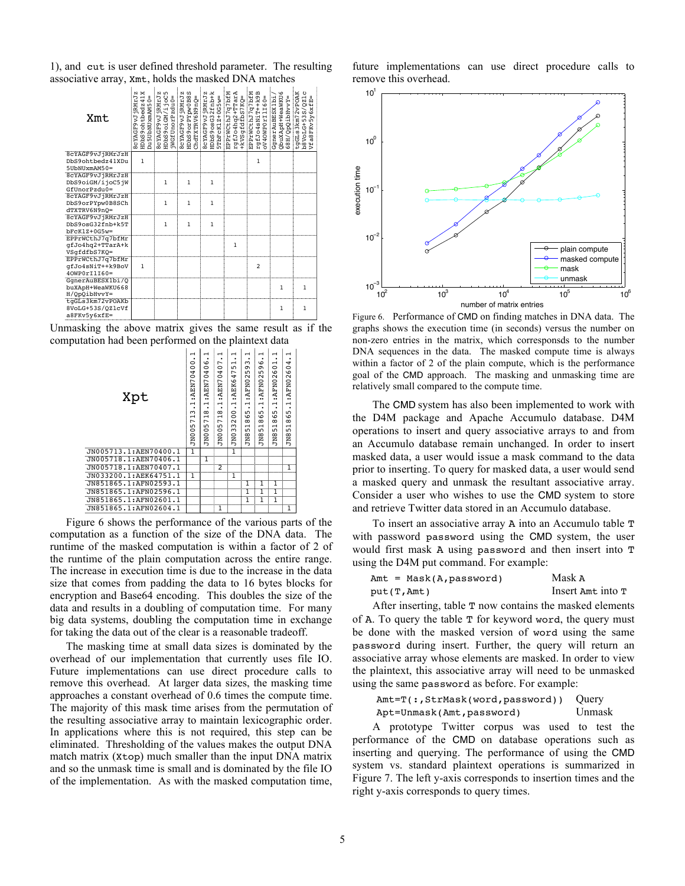1), and `cut` is user defined threshold parameter. The resulting associative array, `Xmt`, holds the masked DNA matches

| Xmt | 8cYAGF9vJjRMrJzHDbS9ohtbedz41XDu5UbNUxmAM50= | 8cYAGF9vJjRMrJzHDbS9oiGM/ijoC5jWGfUnorPzdu0= | 8cYAGF9vJjRMrJzHDbS9orPYpw0B8SChdTXTRV6N9nQ= | 8cYAGF9vJjRMrJzHDbS9osG32fnb+k5TbFcK1Z+0G5w= | EPPrWCthJ7q7bfMrgfJo4hq2+TTarA+kVSgfdfbS7KQ= | EPPrWCthJ7q7bfMrgfJo4sNiT++k9BoV4OWP0rIlI60= | GgnerAuBESX1bi/QbuXApH+WeaWKU668H/QpQibHvvY= | tgGLs3km72vPOAKb8VoLG+53S/QZ1cVfa8FKv5y6xfE= |
|---|---|---|---|---|---|---|---|---|
| 8cYAGF9vJjRMrJzHDbS9ohtbedz41XDu5UbNUxmAM50= | 1 | | | | | 1 | | |
| 8cYAGF9vJjRMrJzHDbS9oiGM/ijoC5jWGfUnorPzdu0= | | 1 | 1 | 1 | | | | |
| 8cYAGF9vJjRMrJzHDbS9orPYpw0B8SChdTXTRV6N9nQ= | | 1 | 1 | 1 | | | | |
| 8cYAGF9vJjRMrJzHDbS9osG32fnb+k5TbFcK1Z+0G5w= | | 1 | 1 | 1 | | | | |
| EPPrWCthJ7q7bfMrgfJo4hq2+TTarA+kVSgfdfbS7KQ= | | | | | 1 | | | |
| EPPrWCthJ7q7bfMrgfJo4sNiT++k9BoV4OWP0rIlI60= | 1 | | | | | 2 | | |
| GgnerAuBESX1bi/QbuXApH+WeaWKU668H/QpQibHvvY= | | | | | | | 1 | 1 |
| tgGLs3km72vPOAKb8VoLG+53S/QZ1cVfa8FKv5y6xfE= | | | | | | | 1 | 1 |

Unmasking the above matrix gives the same result as if the computation had been performed on the plaintext data

| Xpt | JN005713.1:AEN70400.1 | JN005718.1:AEN70406.1 | JN005718.1:AEN70407.1 | JN033200.1:AEK64751.1 | JN851865.1:AFN02593.1 | JN851865.1:AFN02596.1 | JN851865.1:AFN02601.1 | JN851865.1:AFN02604.1 |
|---|---|---|---|---|---|---|---|---|
| JN005713.1:AEN70400.1 | 1 | | | 1 | | | | |
| JN005718.1:AEN70406.1 | | 1 | | | | | | |
| JN005718.1:AEN70407.1 | | | 2 | | | | | 1 |
| JN033200.1:AEK64751.1 | 1 | | | 1 | | | | |
| JN851865.1:AFN02593.1 | | | | | 1 | 1 | 1 | |
| JN851865.1:AFN02596.1 | | | | | 1 | 1 | 1 | |
| JN851865.1:AFN02601.1 | | | | | 1 | 1 | 1 | |
| JN851865.1:AFN02604.1 | | | 1 | | | | | 1 |

Figure 6 shows the performance of the various parts of the computation as a function of the size of the DNA data. The runtime of the masked computation is within a factor of 2 of the runtime of the plain computation across the entire range. The increase in execution time is due to the increase in the data size that comes from padding the data to 16 bytes blocks for encryption and Base64 encoding. This doubles the size of the data and results in a doubling of computation time. For many big data systems, doubling the computation time in exchange for taking the data out of the clear is a reasonable tradeoff.

The masking time at small data sizes is dominated by the overhead of our implementation that currently uses file IO. Future implementations can use direct procedure calls to remove this overhead. At larger data sizes, the masking time approaches a constant overhead of 0.6 times the compute time. The majority of this mask time arises from the permutation of the resulting associative array to maintain lexicographic order. In applications where this is not required, this step can be eliminated. Thresholding of the values makes the output DNA match matrix (`Xtop`) much smaller than the input DNA matrix and so the unmask time is small and is dominated by the file IO of the implementation. As with the masked computation time, future implementations can use direct procedure calls to remove this overhead.

Figure 6. Performance of CMD on finding matches in DNA data. The graphs shows the execution time (in seconds) versus the number on non-zero entries in the matrix, which corresponsds to the number DNA sequences in the data. The masked compute time is always within a factor of 2 of the plain compute, which is the performance goal of the CMD approach. The masking and unmasking time are relatively small compared to the compute time.

The CMD system has also been implemented to work with the D4M package and Apache Accumulo database. D4M operations to insert and query associative arrays to and from an Accumulo database remain unchanged. In order to insert masked data, a user would issue a mask command to the data prior to inserting. To query for masked data, a user would send a masked query and unmask the resultant associative array. Consider a user who wishes to use the CMD system to store and retrieve Twitter data stored in an Accumulo database.

To insert an associative array `A` into an Accumulo table `T` with password `password` using the CMD system, the user would first mask `A` using `password` and then insert into `T` using the D4M put command. For example:

```
Amt = Mask(A,password)          Mask A
put(T,Amt)                      Insert Amt into T
```

After inserting, table `T` now contains the masked elements of `A`. To query the table `T` for keyword `word`, the query must be done with the masked version of `word` using the same `password` during insert. Further, the query will return an associative array whose elements are masked. In order to view the plaintext, this associative array will need to be unmasked using the same `password` as before. For example:

```
Amt=T(:,StrMask(word,password))    Query
Apt=Unmask(Amt,password)           Unmask
```

A prototype Twitter corpus was used to test the performance of the CMD on database operations such as inserting and querying. The performance of using the CMD system vs. standard plaintext operations is summarized in Figure 7. The left y-axis corresponds to insertion times and the right y-axis corresponds to query times.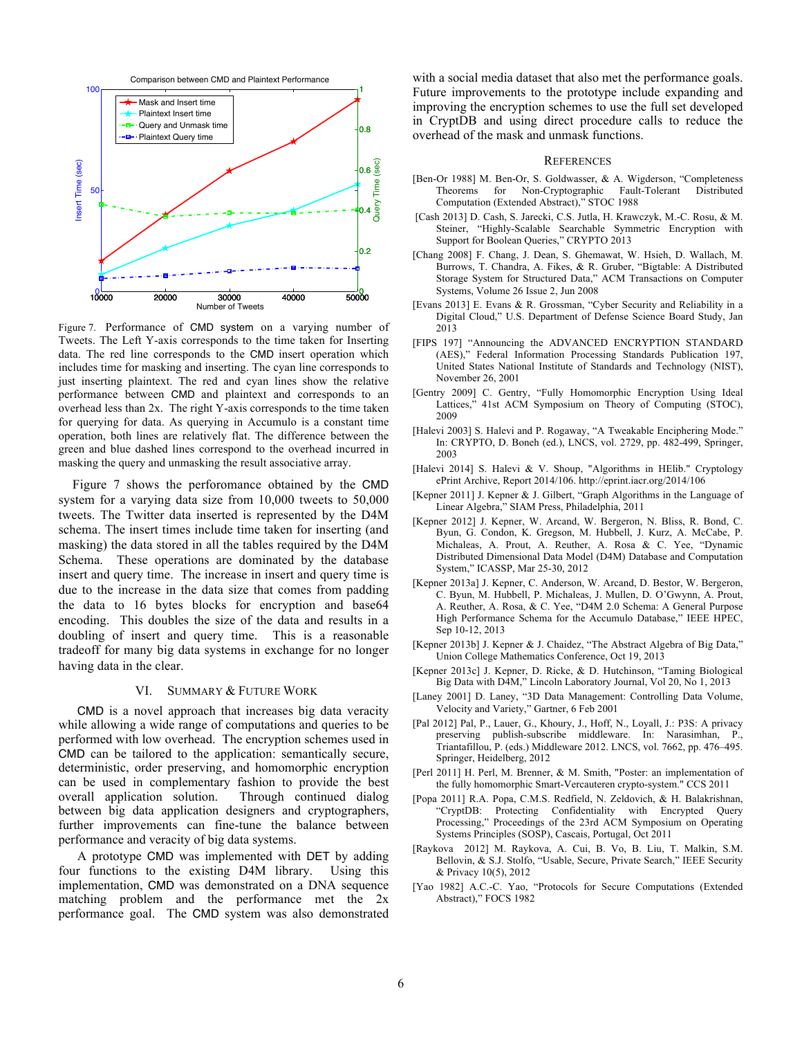Comparison between CMD and Plaintext Performance

Mask and Insert time
Plaintext Insert time
Query and Unmask time
Plaintext Query time

Insert Time (sec)

100
50
0

Query Time (sec)

1
0.8
0.6
0.4
0.2
0

10000 20000 30000 40000 50000

Number of Tweets

Figure 7. Performance of CMD system on a varying number of Tweets. The Left Y-axis corresponds to the time taken for Inserting data. The red line corresponds to the CMD insert operation which includes time for masking and inserting. The cyan line corresponds to just inserting plaintext. The red and cyan lines show the relative performance between CMD and plaintext and corresponds to an overhead less than 2x. The right Y-axis corresponds to the time taken for querying for data. As querying in Accumulo is a constant time operation, both lines are relatively flat. The difference between the green and blue dashed lines correspond to the overhead incurred in masking the query and unmasking the result associative array.

Figure 7 shows the perforomance obtained by the CMD system for a varying data size from 10,000 tweets to 50,000 tweets. The Twitter data inserted is represented by the D4M schema. The insert times include time taken for inserting (and masking) the data stored in all the tables required by the D4M Schema. These operations are dominated by the database insert and query time. The increase in insert and query time is due to the increase in the data size that comes from padding the data to 16 bytes blocks for encryption and base64 encoding. This doubles the size of the data and results in a doubling of insert and query time. This is a reasonable tradeoff for many big data systems in exchange for no longer having data in the clear.

## VI. Summary & Future Work

CMD is a novel approach that increases big data veracity while allowing a wide range of computations and queries to be performed with low overhead. The encryption schemes used in CMD can be tailored to the application: semantically secure, deterministic, order preserving, and homomorphic encryption can be used in complementary fashion to provide the best overall application solution. Through continued dialog between big data application designers and cryptographers, further improvements can fine-tune the balance between performance and veracity of big data systems.

A prototype CMD was implemented with DET by adding four functions to the existing D4M library. Using this implementation, CMD was demonstrated on a DNA sequence matching problem and the performance met the 2x performance goal. The CMD system was also demonstrated with a social media dataset that also met the performance goals. Future improvements to the prototype include expanding and improving the encryption schemes to use the full set developed in CryptDB and using direct procedure calls to reduce the overhead of the mask and unmask functions.

## References

[Ben-Or 1988] M. Ben-Or, S. Goldwasser, & A. Wigderson, "Completeness Theorems for Non-Cryptographic Fault-Tolerant Distributed Computation (Extended Abstract)," STOC 1988

[Cash 2013] D. Cash, S. Jarecki, C.S. Jutla, H. Krawczyk, M.-C. Rosu, & M. Steiner, "Highly-Scalable Searchable Symmetric Encryption with Support for Boolean Queries," CRYPTO 2013

[Chang 2008] F. Chang, J. Dean, S. Ghemawat, W. Hsieh, D. Wallach, M. Burrows, T. Chandra, A. Fikes, & R. Gruber, "Bigtable: A Distributed Storage System for Structured Data," ACM Transactions on Computer Systems, Volume 26 Issue 2, Jun 2008

[Evans 2013] E. Evans & R. Grossman, "Cyber Security and Reliability in a Digital Cloud," U.S. Department of Defense Science Board Study, Jan 2013

[FIPS 197] "Announcing the ADVANCED ENCRYPTION STANDARD (AES)," Federal Information Processing Standards Publication 197, United States National Institute of Standards and Technology (NIST), November 26, 2001

[Gentry 2009] C. Gentry, "Fully Homomorphic Encryption Using Ideal Lattices," 41st ACM Symposium on Theory of Computing (STOC), 2009

[Halevi 2003] S. Halevi and P. Rogaway, "A Tweakable Enciphering Mode." In: CRYPTO, D. Boneh (ed.), LNCS, vol. 2729, pp. 482-499, Springer, 2003

[Halevi 2014] S. Halevi & V. Shoup, "Algorithms in HElib." Cryptology ePrint Archive, Report 2014/106. http://eprint.iacr.org/2014/106

[Kepner 2011] J. Kepner & J. Gilbert, "Graph Algorithms in the Language of Linear Algebra," SIAM Press, Philadelphia, 2011

[Kepner 2012] J. Kepner, W. Arcand, W. Bergeron, N. Bliss, R. Bond, C. Byun, G. Condon, K. Gregson, M. Hubbell, J. Kurz, A. McCabe, P. Michaleas, A. Prout, A. Reuther, A. Rosa & C. Yee, "Dynamic Distributed Dimensional Data Model (D4M) Database and Computation System," ICASSP, Mar 25-30, 2012

[Kepner 2013a] J. Kepner, C. Anderson, W. Arcand, D. Bestor, W. Bergeron, C. Byun, M. Hubbell, P. Michaleas, J. Mullen, D. O'Gwynn, A. Prout, A. Reuther, A. Rosa, & C. Yee, "D4M 2.0 Schema: A General Purpose High Performance Schema for the Accumulo Database," IEEE HPEC, Sep 10-12, 2013

[Kepner 2013b] J. Kepner & J. Chaidez, "The Abstract Algebra of Big Data," Union College Mathematics Conference, Oct 19, 2013

[Kepner 2013c] J. Kepner, D. Ricke, & D. Hutchinson, "Taming Biological Big Data with D4M," Lincoln Laboratory Journal, Vol 20, No 1, 2013

[Laney 2001] D. Laney, "3D Data Management: Controlling Data Volume, Velocity and Variety," Gartner, 6 Feb 2001

[Pal 2012] Pal, P., Lauer, G., Khoury, J., Hoff, N., Loyall, J.: P3S: A privacy preserving publish-subscribe middleware. In: Narasimhan, P., Triantafillou, P. (eds.) Middleware 2012. LNCS, vol. 7662, pp. 476–495. Springer, Heidelberg, 2012

[Perl 2011] H. Perl, M. Brenner, & M. Smith, "Poster: an implementation of the fully homomorphic Smart-Vercauteren crypto-system." CCS 2011

[Popa 2011] R.A. Popa, C.M.S. Redfield, N. Zeldovich, & H. Balakrishnan, "CryptDB: Protecting Confidentiality with Encrypted Query Processing," Proceedings of the 23rd ACM Symposium on Operating Systems Principles (SOSP), Cascais, Portugal, Oct 2011

[Raykova 2012] M. Raykova, A. Cui, B. Vo, B. Liu, T. Malkin, S.M. Bellovin, & S.J. Stolfo, "Usable, Secure, Private Search," IEEE Security & Privacy 10(5), 2012

[Yao 1982] A.C.-C. Yao, "Protocols for Secure Computations (Extended Abstract)," FOCS 1982